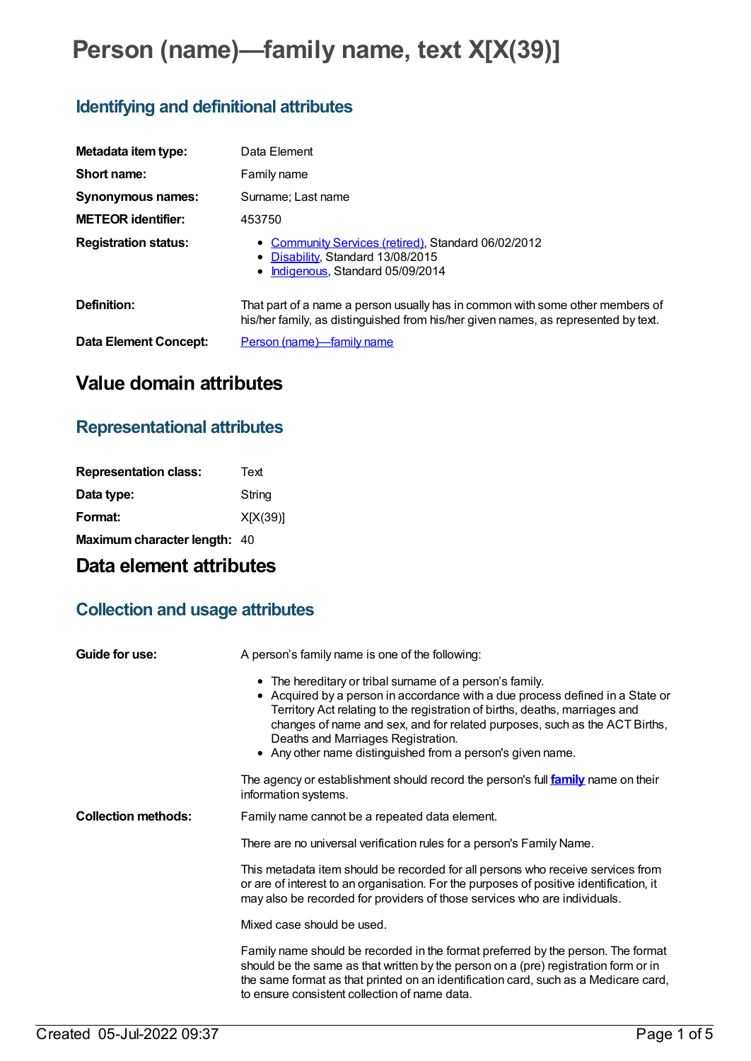# Person (name)—family name, text X[X(39)]

## Identifying and definitional attributes

| | |
|---|---|
| **Metadata item type:** | Data Element |
| **Short name:** | Family name |
| **Synonymous names:** | Surname; Last name |
| **METEOR identifier:** | 453750 |
| **Registration status:** | • Community Services (retired), Standard 06/02/2012<br>• Disability, Standard 13/08/2015<br>• Indigenous, Standard 05/09/2014 |
| **Definition:** | That part of a name a person usually has in common with some other members of his/her family, as distinguished from his/her given names, as represented by text. |
| **Data Element Concept:** | Person (name)—family name |

# Value domain attributes

## Representational attributes

| | |
|---|---|
| **Representation class:** | Text |
| **Data type:** | String |
| **Format:** | X[X(39)] |
| **Maximum character length:** | 40 |

# Data element attributes

## Collection and usage attributes

**Guide for use:**

A person's family name is one of the following:

- The hereditary or tribal surname of a person's family.
- Acquired by a person in accordance with a due process defined in a State or Territory Act relating to the registration of births, deaths, marriages and changes of name and sex, and for related purposes, such as the ACT Births, Deaths and Marriages Registration.
- Any other name distinguished from a person's given name.

The agency or establishment should record the person's full **family** name on their information systems.

**Collection methods:**

Family name cannot be a repeated data element.

There are no universal verification rules for a person's Family Name.

This metadata item should be recorded for all persons who receive services from or are of interest to an organisation. For the purposes of positive identification, it may also be recorded for providers of those services who are individuals.

Mixed case should be used.

Family name should be recorded in the format preferred by the person. The format should be the same as that written by the person on a (pre) registration form or in the same format as that printed on an identification card, such as a Medicare card, to ensure consistent collection of name data.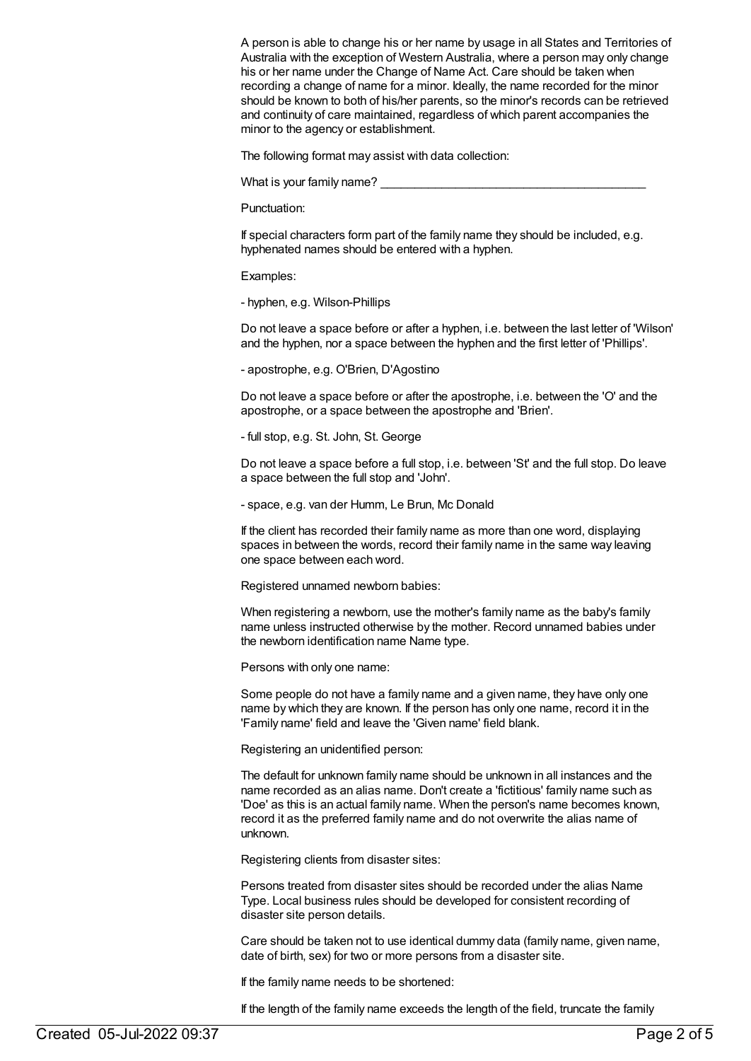A person is able to change his or her name by usage in all States and Territories of Australia with the exception of Western Australia, where a person may only change his or her name under the Change of Name Act. Care should be taken when recording a change of name for a minor. Ideally, the name recorded for the minor should be known to both of his/her parents, so the minor's records can be retrieved and continuity of care maintained, regardless of which parent accompanies the minor to the agency or establishment.

The following format may assist with data collection:

What is your family name? ________________________________________

Punctuation:

If special characters form part of the family name they should be included, e.g. hyphenated names should be entered with a hyphen.

Examples:

- hyphen, e.g. Wilson-Phillips

Do not leave a space before or after a hyphen, i.e. between the last letter of 'Wilson' and the hyphen, nor a space between the hyphen and the first letter of 'Phillips'.

- apostrophe, e.g. O'Brien, D'Agostino

Do not leave a space before or after the apostrophe, i.e. between the 'O' and the apostrophe, or a space between the apostrophe and 'Brien'.

- full stop, e.g. St. John, St. George

Do not leave a space before a full stop, i.e. between 'St' and the full stop. Do leave a space between the full stop and 'John'.

- space, e.g. van der Humm, Le Brun, Mc Donald

If the client has recorded their family name as more than one word, displaying spaces in between the words, record their family name in the same way leaving one space between each word.

Registered unnamed newborn babies:

When registering a newborn, use the mother's family name as the baby's family name unless instructed otherwise by the mother. Record unnamed babies under the newborn identification name Name type.

Persons with only one name:

Some people do not have a family name and a given name, they have only one name by which they are known. If the person has only one name, record it in the 'Family name' field and leave the 'Given name' field blank.

Registering an unidentified person:

The default for unknown family name should be unknown in all instances and the name recorded as an alias name. Don't create a 'fictitious' family name such as 'Doe' as this is an actual family name. When the person's name becomes known, record it as the preferred family name and do not overwrite the alias name of unknown.

Registering clients from disaster sites:

Persons treated from disaster sites should be recorded under the alias Name Type. Local business rules should be developed for consistent recording of disaster site person details.

Care should be taken not to use identical dummy data (family name, given name, date of birth, sex) for two or more persons from a disaster site.

If the family name needs to be shortened:

If the length of the family name exceeds the length of the field, truncate the family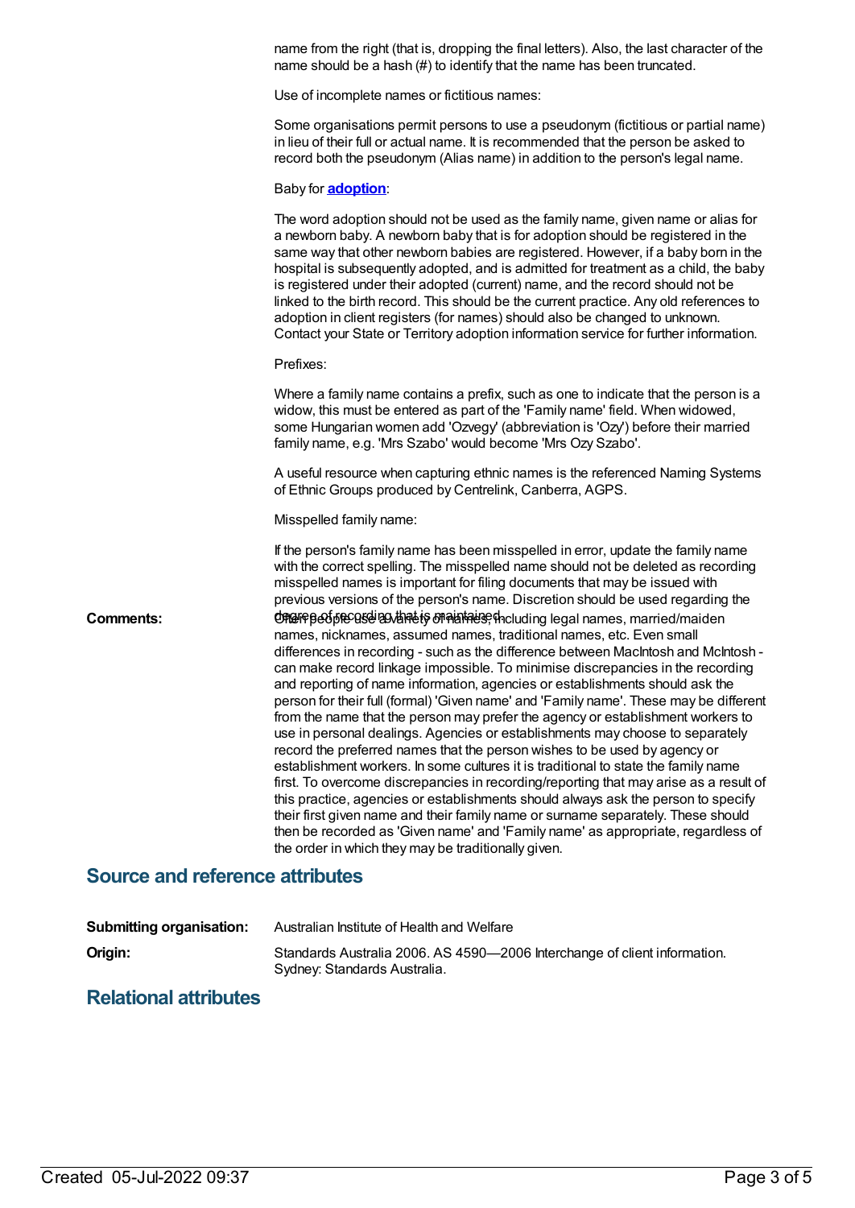name from the right (that is, dropping the final letters). Also, the last character of the name should be a hash (#) to identify that the name has been truncated.

Use of incomplete names or fictitious names:

Some organisations permit persons to use a pseudonym (fictitious or partial name) in lieu of their full or actual name. It is recommended that the person be asked to record both the pseudonym (Alias name) in addition to the person's legal name.

Baby for **adoption**:

The word adoption should not be used as the family name, given name or alias for a newborn baby. A newborn baby that is for adoption should be registered in the same way that other newborn babies are registered. However, if a baby born in the hospital is subsequently adopted, and is admitted for treatment as a child, the baby is registered under their adopted (current) name, and the record should not be linked to the birth record. This should be the current practice. Any old references to adoption in client registers (for names) should also be changed to unknown. Contact your State or Territory adoption information service for further information.

Prefixes:

Where a family name contains a prefix, such as one to indicate that the person is a widow, this must be entered as part of the 'Family name' field. When widowed, some Hungarian women add 'Ozvegy' (abbreviation is 'Ozy') before their married family name, e.g. 'Mrs Szabo' would become 'Mrs Ozy Szabo'.

A useful resource when capturing ethnic names is the referenced Naming Systems of Ethnic Groups produced by Centrelink, Canberra, AGPS.

Misspelled family name:

If the person's family name has been misspelled in error, update the family name with the correct spelling. The misspelled name should not be deleted as recording misspelled names is important for filing documents that may be issued with previous versions of the person's name. Discretion should be used regarding the degree of recording that is maintained.

**Comments:** Often people use a variety of names, including legal names, married/maiden names, nicknames, assumed names, traditional names, etc. Even small differences in recording - such as the difference between MacIntosh and McIntosh - can make record linkage impossible. To minimise discrepancies in the recording and reporting of name information, agencies or establishments should ask the person for their full (formal) 'Given name' and 'Family name'. These may be different from the name that the person may prefer the agency or establishment workers to use in personal dealings. Agencies or establishments may choose to separately record the preferred names that the person wishes to be used by agency or establishment workers. In some cultures it is traditional to state the family name first. To overcome discrepancies in recording/reporting that may arise as a result of this practice, agencies or establishments should always ask the person to specify their first given name and their family name or surname separately. These should then be recorded as 'Given name' and 'Family name' as appropriate, regardless of the order in which they may be traditionally given.

## Source and reference attributes

**Submitting organisation:** Australian Institute of Health and Welfare

**Origin:** Standards Australia 2006. AS 4590—2006 Interchange of client information. Sydney: Standards Australia.

## Relational attributes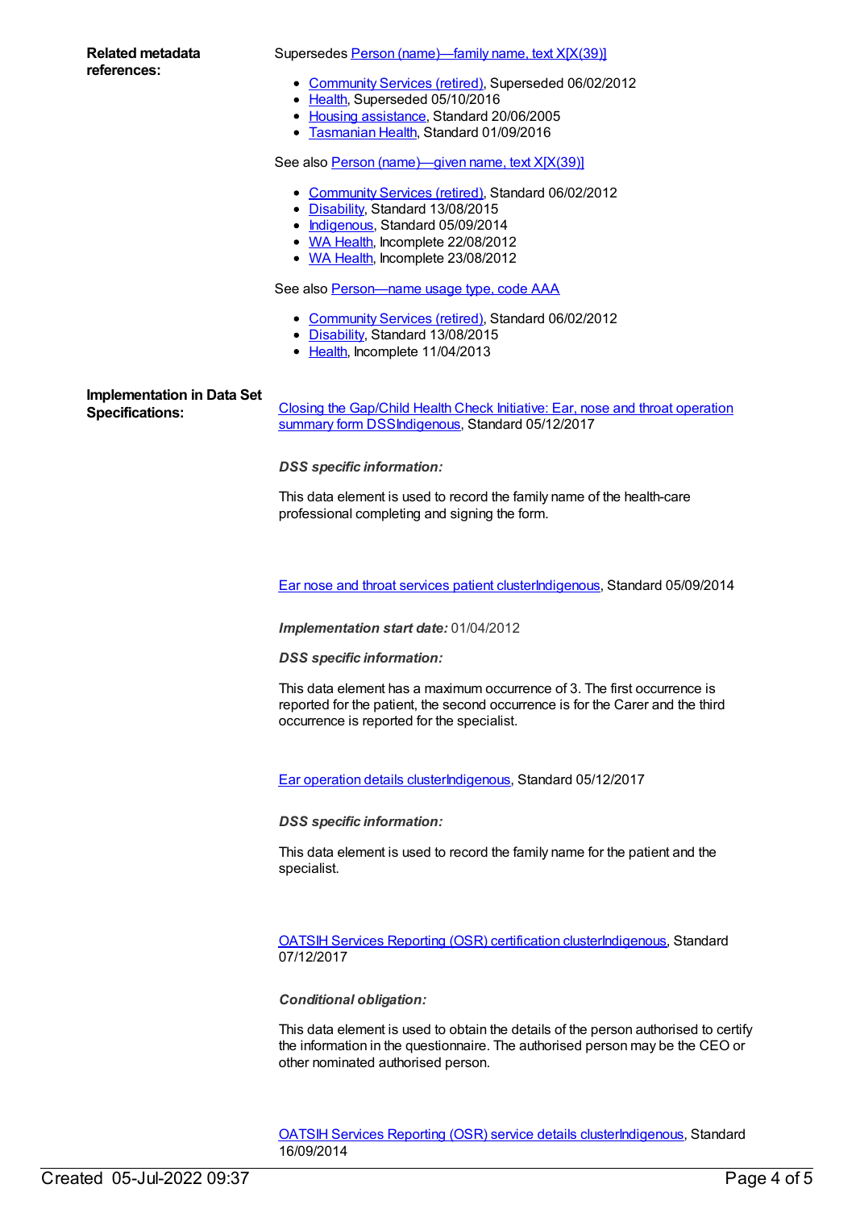**Related metadata references:**

Supersedes Person (name)—family name, text X[X(39)]

- Community Services (retired), Superseded 06/02/2012
- Health, Superseded 05/10/2016
- Housing assistance, Standard 20/06/2005
- Tasmanian Health, Standard 01/09/2016

See also Person (name)—given name, text X[X(39)]

- Community Services (retired), Standard 06/02/2012
- Disability, Standard 13/08/2015
- Indigenous, Standard 05/09/2014
- WA Health, Incomplete 22/08/2012
- WA Health, Incomplete 23/08/2012

See also Person—name usage type, code AAA

- Community Services (retired), Standard 06/02/2012
- Disability, Standard 13/08/2015
- Health, Incomplete 11/04/2013

**Implementation in Data Set Specifications:**

Closing the Gap/Child Health Check Initiative: Ear, nose and throat operation summary form DSSIndigenous, Standard 05/12/2017

*DSS specific information:*

This data element is used to record the family name of the health-care professional completing and signing the form.

Ear nose and throat services patient clusterIndigenous, Standard 05/09/2014

*Implementation start date:* 01/04/2012

*DSS specific information:*

This data element has a maximum occurrence of 3. The first occurrence is reported for the patient, the second occurrence is for the Carer and the third occurrence is reported for the specialist.

Ear operation details clusterIndigenous, Standard 05/12/2017

*DSS specific information:*

This data element is used to record the family name for the patient and the specialist.

OATSIH Services Reporting (OSR) certification clusterIndigenous, Standard 07/12/2017

*Conditional obligation:*

This data element is used to obtain the details of the person authorised to certify the information in the questionnaire. The authorised person may be the CEO or other nominated authorised person.

OATSIH Services Reporting (OSR) service details clusterIndigenous, Standard 16/09/2014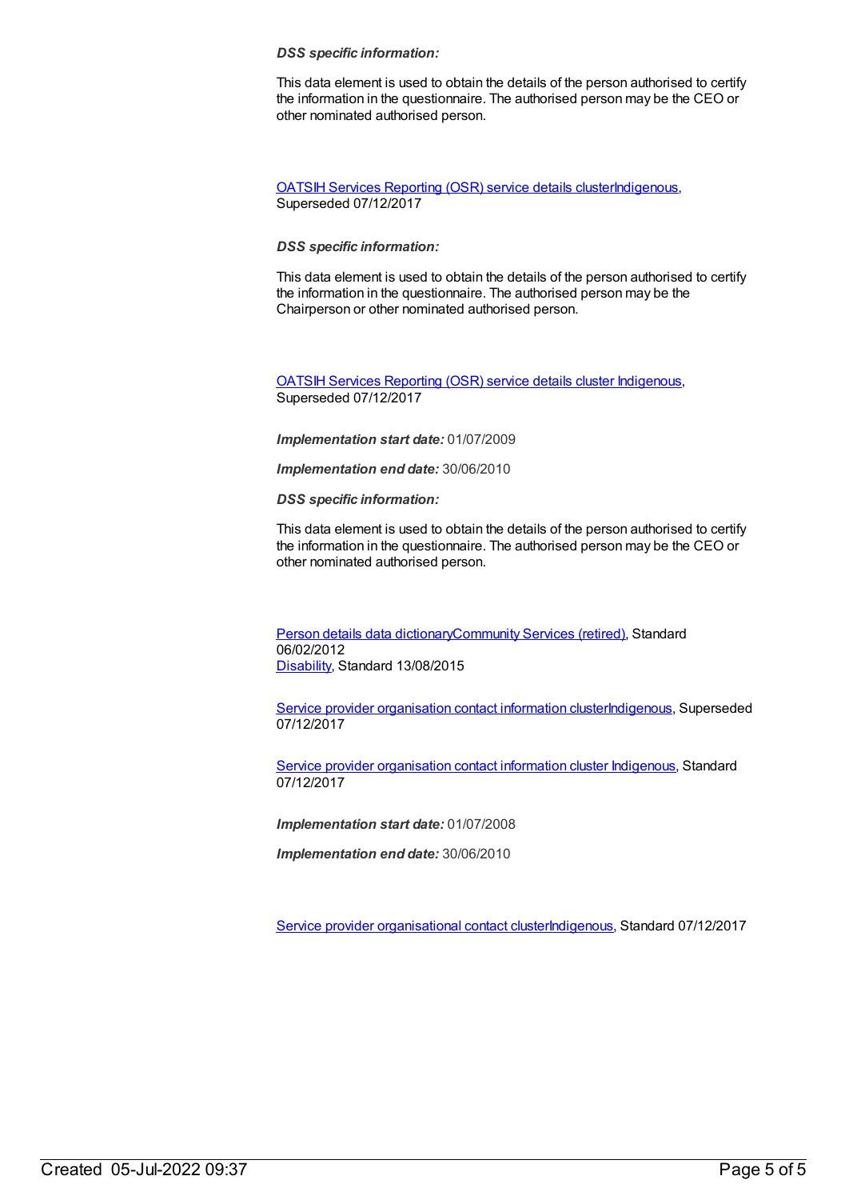***DSS specific information:***

This data element is used to obtain the details of the person authorised to certify the information in the questionnaire. The authorised person may be the CEO or other nominated authorised person.

OATSIH Services Reporting (OSR) service details clusterIndigenous, Superseded 07/12/2017

***DSS specific information:***

This data element is used to obtain the details of the person authorised to certify the information in the questionnaire. The authorised person may be the Chairperson or other nominated authorised person.

OATSIH Services Reporting (OSR) service details cluster Indigenous, Superseded 07/12/2017

***Implementation start date:*** 01/07/2009

***Implementation end date:*** 30/06/2010

***DSS specific information:***

This data element is used to obtain the details of the person authorised to certify the information in the questionnaire. The authorised person may be the CEO or other nominated authorised person.

Person details data dictionaryCommunity Services (retired), Standard 06/02/2012
Disability, Standard 13/08/2015

Service provider organisation contact information clusterIndigenous, Superseded 07/12/2017

Service provider organisation contact information cluster Indigenous, Standard 07/12/2017

***Implementation start date:*** 01/07/2008

***Implementation end date:*** 30/06/2010

Service provider organisational contact clusterIndigenous, Standard 07/12/2017